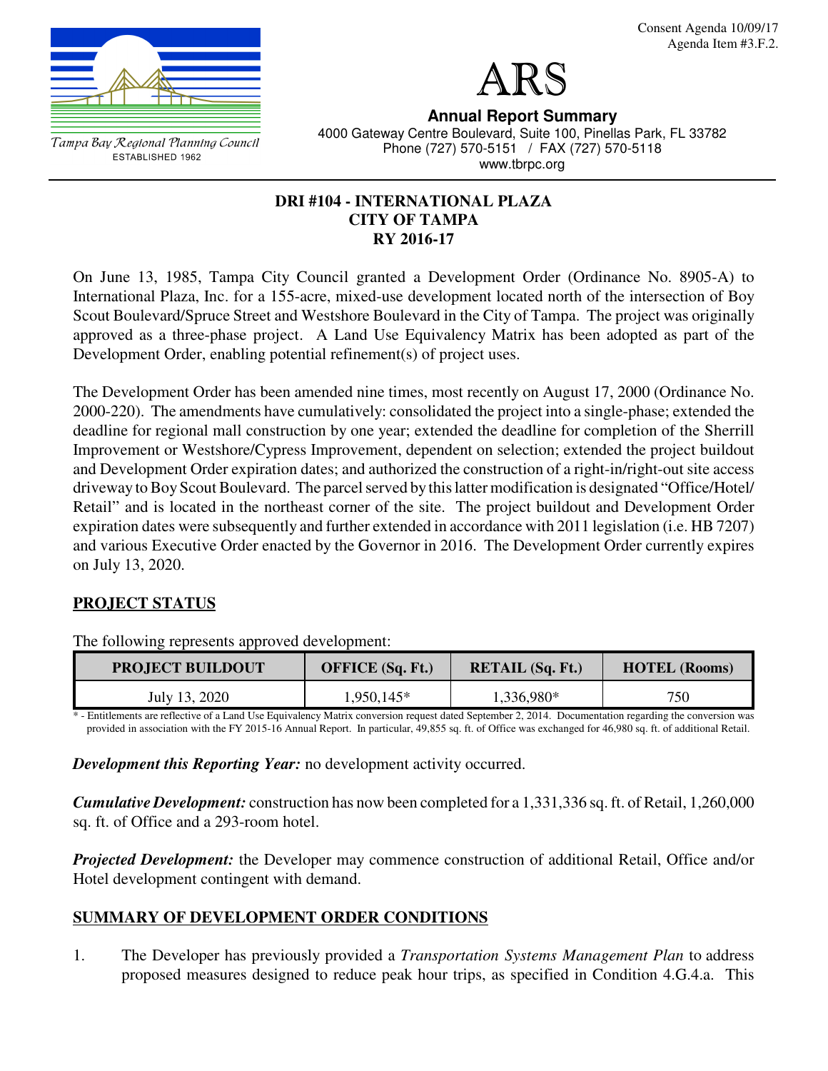Consent Agenda 10/09/17
Agenda Item #3.F.2.

Tampa Bay Regional Planning Council
ESTABLISHED 1962

# ARS

**Annual Report Summary**
4000 Gateway Centre Boulevard, Suite 100, Pinellas Park, FL 33782
Phone (727) 570-5151 / FAX (727) 570-5118
www.tbrpc.org

## DRI #104 - INTERNATIONAL PLAZA
## CITY OF TAMPA
## RY 2016-17

On June 13, 1985, Tampa City Council granted a Development Order (Ordinance No. 8905-A) to International Plaza, Inc. for a 155-acre, mixed-use development located north of the intersection of Boy Scout Boulevard/Spruce Street and Westshore Boulevard in the City of Tampa. The project was originally approved as a three-phase project. A Land Use Equivalency Matrix has been adopted as part of the Development Order, enabling potential refinement(s) of project uses.

The Development Order has been amended nine times, most recently on August 17, 2000 (Ordinance No. 2000-220). The amendments have cumulatively: consolidated the project into a single-phase; extended the deadline for regional mall construction by one year; extended the deadline for completion of the Sherrill Improvement or Westshore/Cypress Improvement, dependent on selection; extended the project buildout and Development Order expiration dates; and authorized the construction of a right-in/right-out site access driveway to Boy Scout Boulevard. The parcel served by this latter modification is designated "Office/Hotel/ Retail" and is located in the northeast corner of the site. The project buildout and Development Order expiration dates were subsequently and further extended in accordance with 2011 legislation (i.e. HB 7207) and various Executive Order enacted by the Governor in 2016. The Development Order currently expires on July 13, 2020.

## PROJECT STATUS

The following represents approved development:

| PROJECT BUILDOUT | OFFICE (Sq. Ft.) | RETAIL (Sq. Ft.) | HOTEL (Rooms) |
|---|---|---|---|
| July 13, 2020 | 1,950,145* | 1,336,980* | 750 |

* - Entitlements are reflective of a Land Use Equivalency Matrix conversion request dated September 2, 2014. Documentation regarding the conversion was provided in association with the FY 2015-16 Annual Report. In particular, 49,855 sq. ft. of Office was exchanged for 46,980 sq. ft. of additional Retail.

***Development this Reporting Year:*** no development activity occurred.

***Cumulative Development:*** construction has now been completed for a 1,331,336 sq. ft. of Retail, 1,260,000 sq. ft. of Office and a 293-room hotel.

***Projected Development:*** the Developer may commence construction of additional Retail, Office and/or Hotel development contingent with demand.

## SUMMARY OF DEVELOPMENT ORDER CONDITIONS

1. The Developer has previously provided a *Transportation Systems Management Plan* to address proposed measures designed to reduce peak hour trips, as specified in Condition 4.G.4.a. This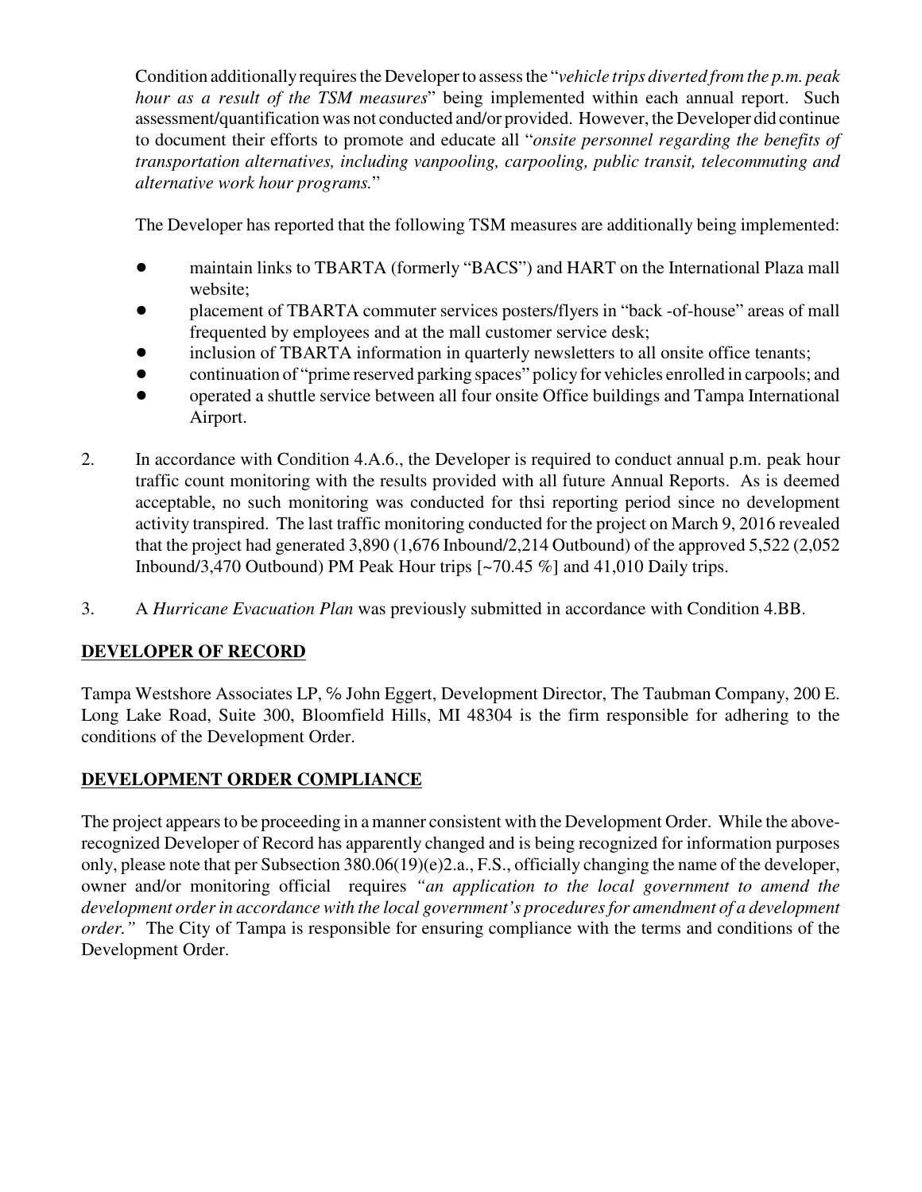Condition additionally requires the Developer to assess the "*vehicle trips diverted from the p.m. peak hour as a result of the TSM measures*" being implemented within each annual report. Such assessment/quantification was not conducted and/or provided. However, the Developer did continue to document their efforts to promote and educate all "*onsite personnel regarding the benefits of transportation alternatives, including vanpooling, carpooling, public transit, telecommuting and alternative work hour programs.*"

The Developer has reported that the following TSM measures are additionally being implemented:

- maintain links to TBARTA (formerly "BACS") and HART on the International Plaza mall website;
- placement of TBARTA commuter services posters/flyers in "back -of-house" areas of mall frequented by employees and at the mall customer service desk;
- inclusion of TBARTA information in quarterly newsletters to all onsite office tenants;
- continuation of "prime reserved parking spaces" policy for vehicles enrolled in carpools; and
- operated a shuttle service between all four onsite Office buildings and Tampa International Airport.

2. In accordance with Condition 4.A.6., the Developer is required to conduct annual p.m. peak hour traffic count monitoring with the results provided with all future Annual Reports. As is deemed acceptable, no such monitoring was conducted for thsi reporting period since no development activity transpired. The last traffic monitoring conducted for the project on March 9, 2016 revealed that the project had generated 3,890 (1,676 Inbound/2,214 Outbound) of the approved 5,522 (2,052 Inbound/3,470 Outbound) PM Peak Hour trips [~70.45 %] and 41,010 Daily trips.

3. A *Hurricane Evacuation Plan* was previously submitted in accordance with Condition 4.BB.

## DEVELOPER OF RECORD

Tampa Westshore Associates LP, % John Eggert, Development Director, The Taubman Company, 200 E. Long Lake Road, Suite 300, Bloomfield Hills, MI 48304 is the firm responsible for adhering to the conditions of the Development Order.

## DEVELOPMENT ORDER COMPLIANCE

The project appears to be proceeding in a manner consistent with the Development Order. While the above-recognized Developer of Record has apparently changed and is being recognized for information purposes only, please note that per Subsection 380.06(19)(e)2.a., F.S., officially changing the name of the developer, owner and/or monitoring official requires *"an application to the local government to amend the development order in accordance with the local government's procedures for amendment of a development order."* The City of Tampa is responsible for ensuring compliance with the terms and conditions of the Development Order.